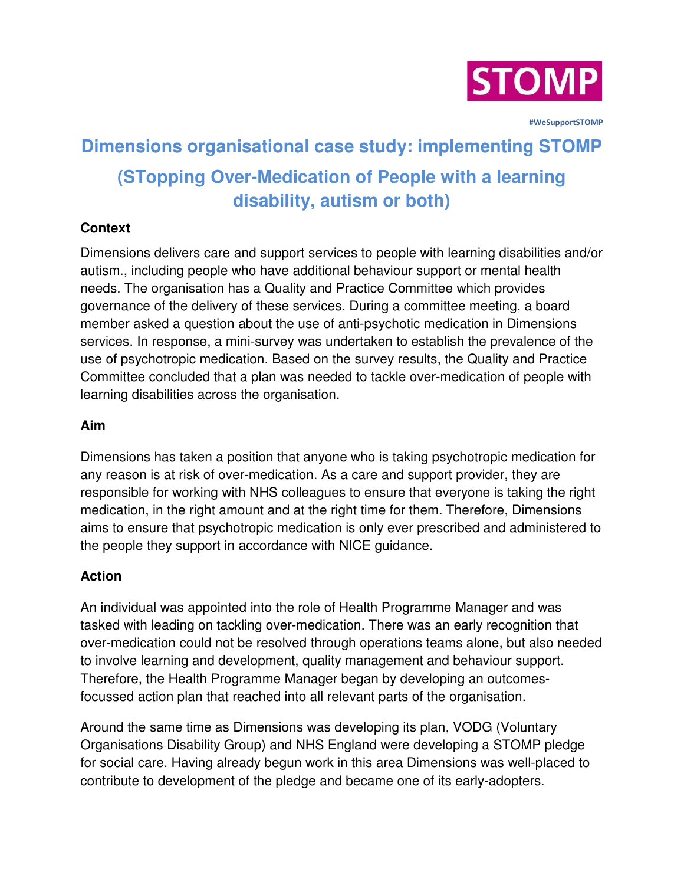STOMP

#WeSupportSTOMP

# Dimensions organisational case study: implementing STOMP (STopping Over-Medication of People with a learning disability, autism or both)

## Context

Dimensions delivers care and support services to people with learning disabilities and/or autism., including people who have additional behaviour support or mental health needs. The organisation has a Quality and Practice Committee which provides governance of the delivery of these services. During a committee meeting, a board member asked a question about the use of anti-psychotic medication in Dimensions services. In response, a mini-survey was undertaken to establish the prevalence of the use of psychotropic medication. Based on the survey results, the Quality and Practice Committee concluded that a plan was needed to tackle over-medication of people with learning disabilities across the organisation.

## Aim

Dimensions has taken a position that anyone who is taking psychotropic medication for any reason is at risk of over-medication. As a care and support provider, they are responsible for working with NHS colleagues to ensure that everyone is taking the right medication, in the right amount and at the right time for them. Therefore, Dimensions aims to ensure that psychotropic medication is only ever prescribed and administered to the people they support in accordance with NICE guidance.

## Action

An individual was appointed into the role of Health Programme Manager and was tasked with leading on tackling over-medication. There was an early recognition that over-medication could not be resolved through operations teams alone, but also needed to involve learning and development, quality management and behaviour support. Therefore, the Health Programme Manager began by developing an outcomes-focussed action plan that reached into all relevant parts of the organisation.

Around the same time as Dimensions was developing its plan, VODG (Voluntary Organisations Disability Group) and NHS England were developing a STOMP pledge for social care. Having already begun work in this area Dimensions was well-placed to contribute to development of the pledge and became one of its early-adopters.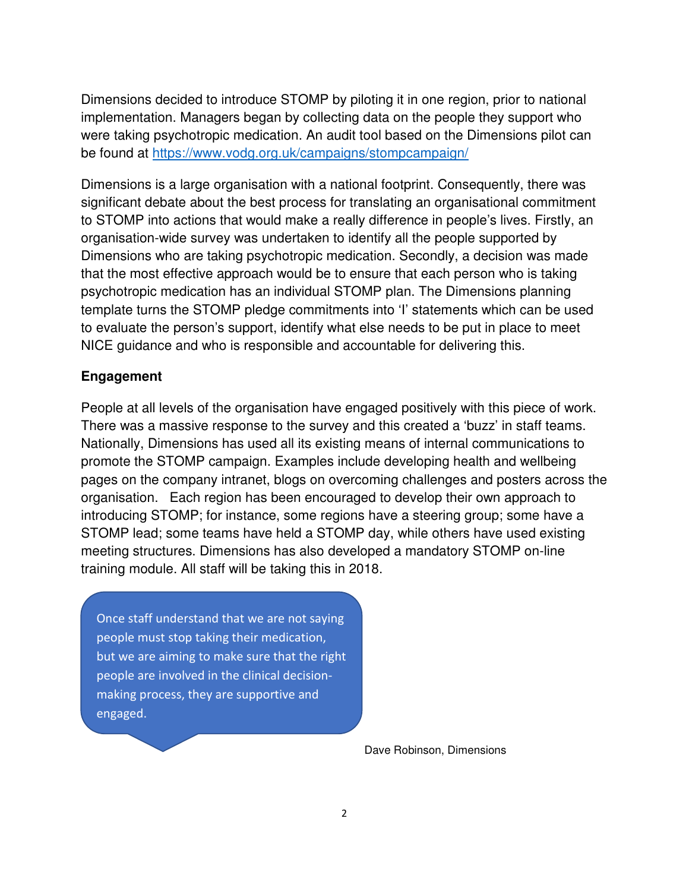Dimensions decided to introduce STOMP by piloting it in one region, prior to national implementation. Managers began by collecting data on the people they support who were taking psychotropic medication. An audit tool based on the Dimensions pilot can be found at [https://www.vodg.org.uk/campaigns/stompcampaign/](https://www.vodg.org.uk/campaigns/stompcampaign/)

Dimensions is a large organisation with a national footprint. Consequently, there was significant debate about the best process for translating an organisational commitment to STOMP into actions that would make a really difference in people's lives. Firstly, an organisation-wide survey was undertaken to identify all the people supported by Dimensions who are taking psychotropic medication. Secondly, a decision was made that the most effective approach would be to ensure that each person who is taking psychotropic medication has an individual STOMP plan. The Dimensions planning template turns the STOMP pledge commitments into 'I' statements which can be used to evaluate the person's support, identify what else needs to be put in place to meet NICE guidance and who is responsible and accountable for delivering this.

**Engagement**

People at all levels of the organisation have engaged positively with this piece of work. There was a massive response to the survey and this created a 'buzz' in staff teams. Nationally, Dimensions has used all its existing means of internal communications to promote the STOMP campaign. Examples include developing health and wellbeing pages on the company intranet, blogs on overcoming challenges and posters across the organisation. Each region has been encouraged to develop their own approach to introducing STOMP; for instance, some regions have a steering group; some have a STOMP lead; some teams have held a STOMP day, while others have used existing meeting structures. Dimensions has also developed a mandatory STOMP on-line training module. All staff will be taking this in 2018.

> Once staff understand that we are not saying people must stop taking their medication, but we are aiming to make sure that the right people are involved in the clinical decision-making process, they are supportive and engaged.

Dave Robinson, Dimensions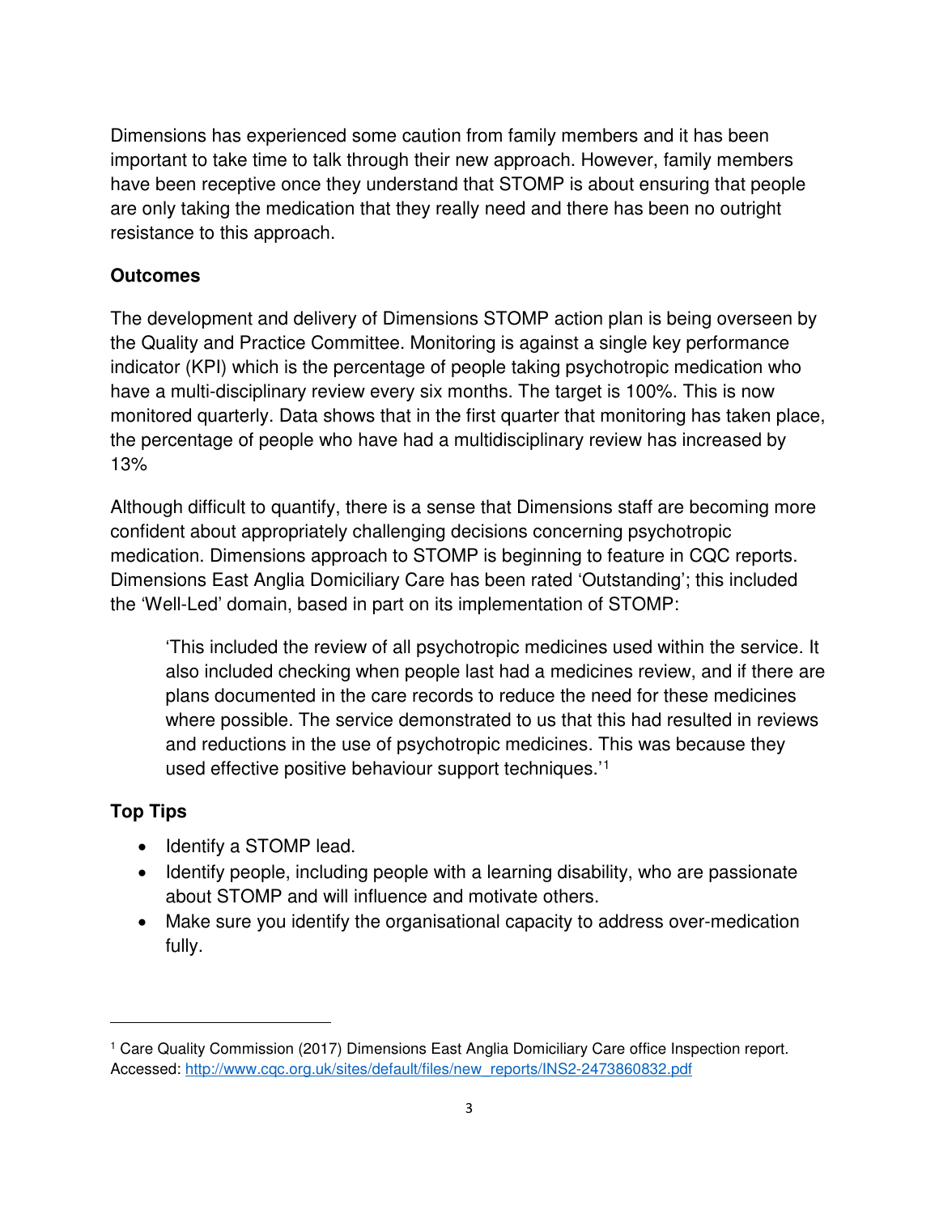Dimensions has experienced some caution from family members and it has been important to take time to talk through their new approach. However, family members have been receptive once they understand that STOMP is about ensuring that people are only taking the medication that they really need and there has been no outright resistance to this approach.

**Outcomes**

The development and delivery of Dimensions STOMP action plan is being overseen by the Quality and Practice Committee. Monitoring is against a single key performance indicator (KPI) which is the percentage of people taking psychotropic medication who have a multi-disciplinary review every six months. The target is 100%. This is now monitored quarterly. Data shows that in the first quarter that monitoring has taken place, the percentage of people who have had a multidisciplinary review has increased by 13%

Although difficult to quantify, there is a sense that Dimensions staff are becoming more confident about appropriately challenging decisions concerning psychotropic medication. Dimensions approach to STOMP is beginning to feature in CQC reports. Dimensions East Anglia Domiciliary Care has been rated 'Outstanding'; this included the 'Well-Led' domain, based in part on its implementation of STOMP:

> 'This included the review of all psychotropic medicines used within the service. It also included checking when people last had a medicines review, and if there are plans documented in the care records to reduce the need for these medicines where possible. The service demonstrated to us that this had resulted in reviews and reductions in the use of psychotropic medicines. This was because they used effective positive behaviour support techniques.'[1]

**Top Tips**

- Identify a STOMP lead.
- Identify people, including people with a learning disability, who are passionate about STOMP and will influence and motivate others.
- Make sure you identify the organisational capacity to address over-medication fully.

---

[1] Care Quality Commission (2017) Dimensions East Anglia Domiciliary Care office Inspection report. Accessed: http://www.cqc.org.uk/sites/default/files/new_reports/INS2-2473860832.pdf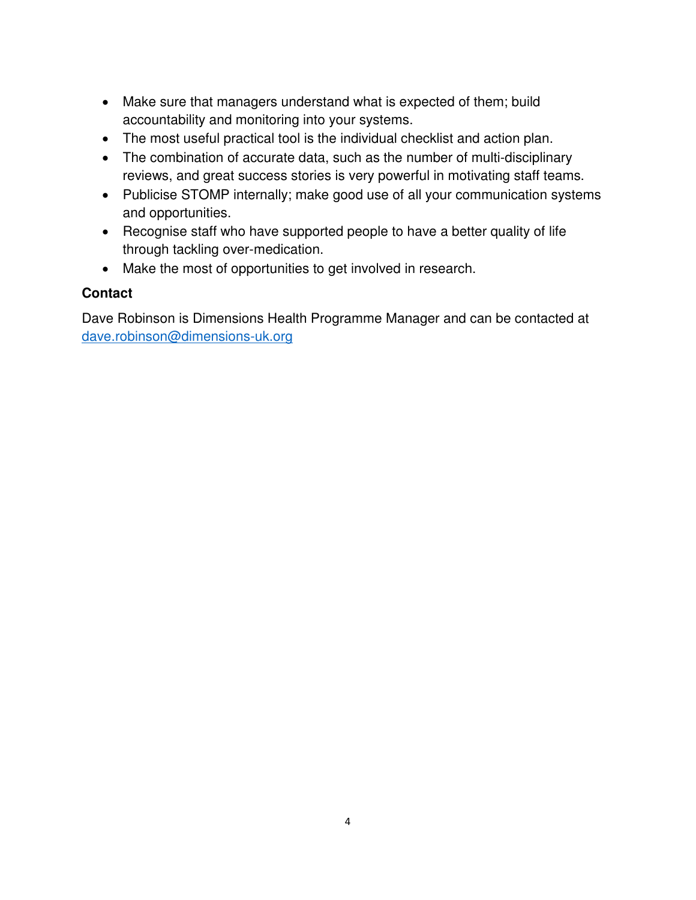- Make sure that managers understand what is expected of them; build accountability and monitoring into your systems.
- The most useful practical tool is the individual checklist and action plan.
- The combination of accurate data, such as the number of multi-disciplinary reviews, and great success stories is very powerful in motivating staff teams.
- Publicise STOMP internally; make good use of all your communication systems and opportunities.
- Recognise staff who have supported people to have a better quality of life through tackling over-medication.
- Make the most of opportunities to get involved in research.

**Contact**

Dave Robinson is Dimensions Health Programme Manager and can be contacted at dave.robinson@dimensions-uk.org